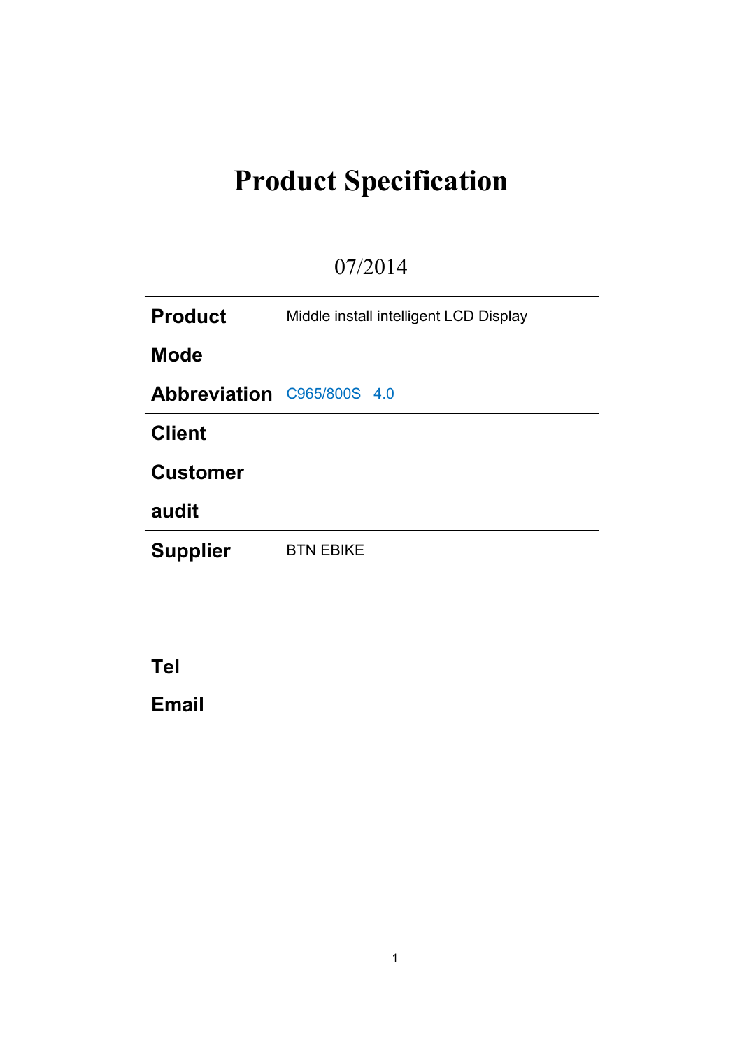# Product Specification

07/2014

| | |
|---|---|
| **Product** | Middle install intelligent LCD Display |
| **Mode** | |
| **Abbreviation** | C965/800S 4.0 |
| **Client** | |
| **Customer** | |
| **audit** | |
| **Supplier** | BTN EBIKE |

**Tel**

**Email**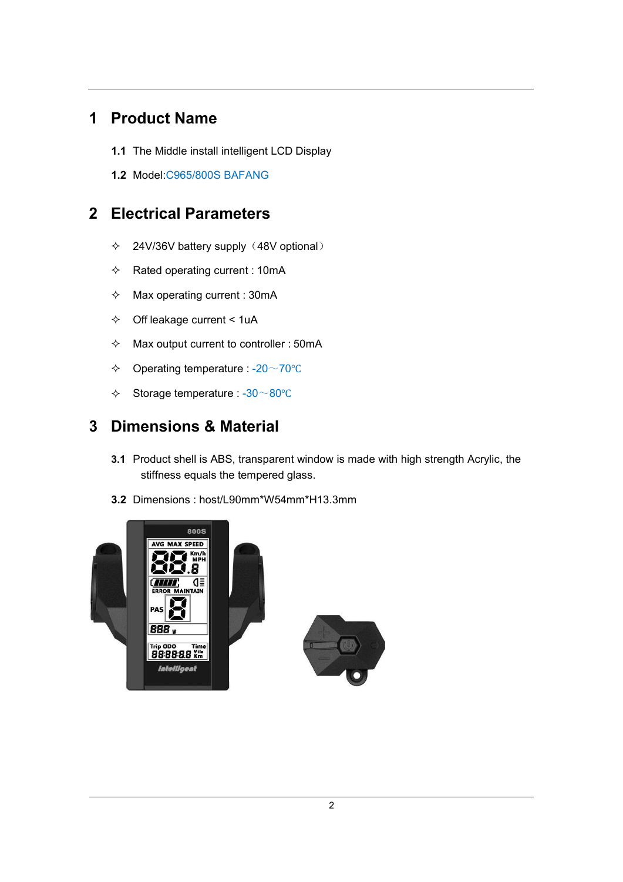# 1 Product Name

**1.1** The Middle install intelligent LCD Display

**1.2** Model:C965/800S BAFANG

# 2 Electrical Parameters

- ✧ 24V/36V battery supply（48V optional）
- ✧ Rated operating current : 10mA
- ✧ Max operating current : 30mA
- ✧ Off leakage current < 1uA
- ✧ Max output current to controller : 50mA
- ✧ Operating temperature : -20～70℃
- ✧ Storage temperature : -30～80℃

# 3 Dimensions & Material

**3.1** Product shell is ABS, transparent window is made with high strength Acrylic, the stiffness equals the tempered glass.

**3.2** Dimensions : host/L90mm*W54mm*H13.3mm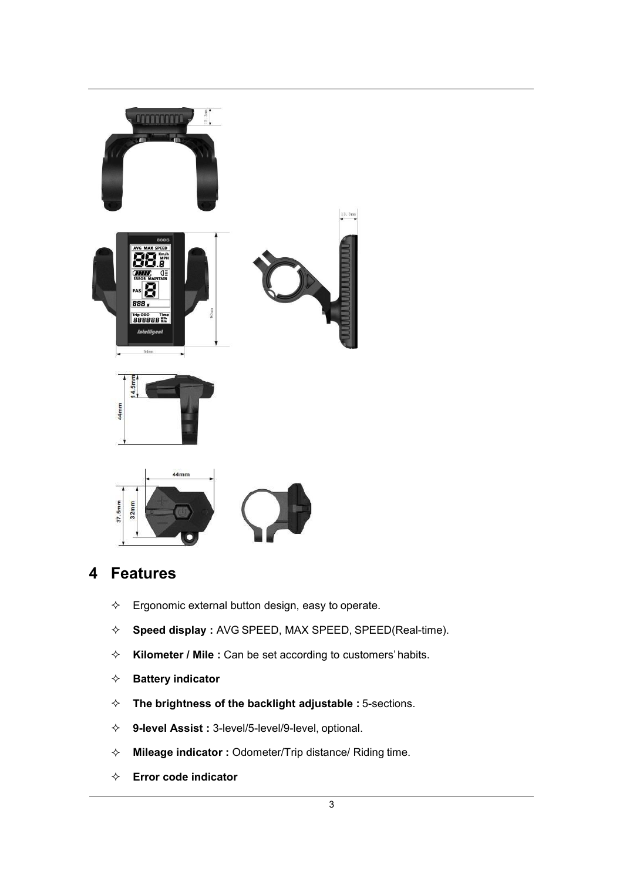# 4 Features

- ✧ Ergonomic external button design, easy to operate.
- ✧ **Speed display :** AVG SPEED, MAX SPEED, SPEED(Real-time).
- ✧ **Kilometer / Mile :** Can be set according to customers' habits.
- ✧ **Battery indicator**
- ✧ **The brightness of the backlight adjustable :** 5-sections.
- ✧ **9-level Assist :** 3-level/5-level/9-level, optional.
- ✧ **Mileage indicator :** Odometer/Trip distance/ Riding time.
- ✧ **Error code indicator**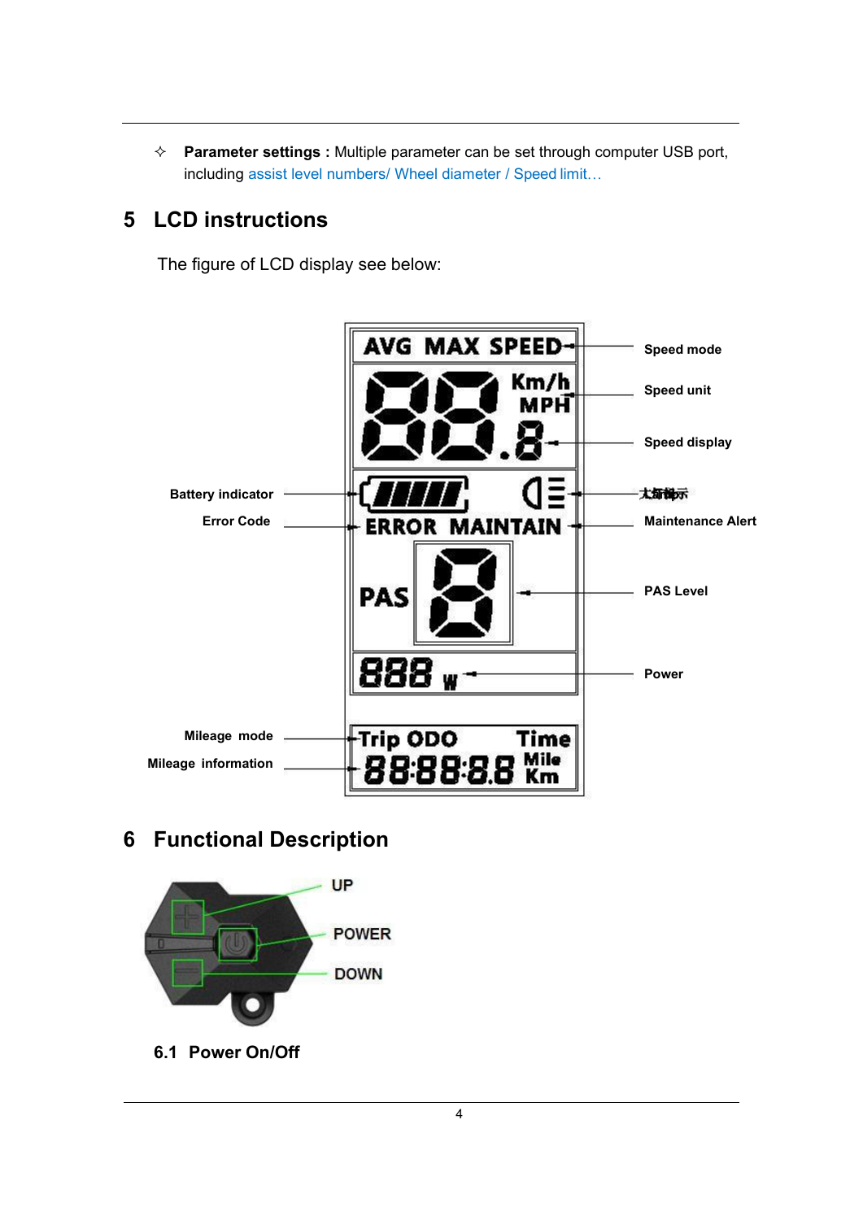- ✧ **Parameter settings :** Multiple parameter can be set through computer USB port, including assist level numbers/ Wheel diameter / Speed limit…

# 5 LCD instructions

The figure of LCD display see below:

# 6 Functional Description

## 6.1 Power On/Off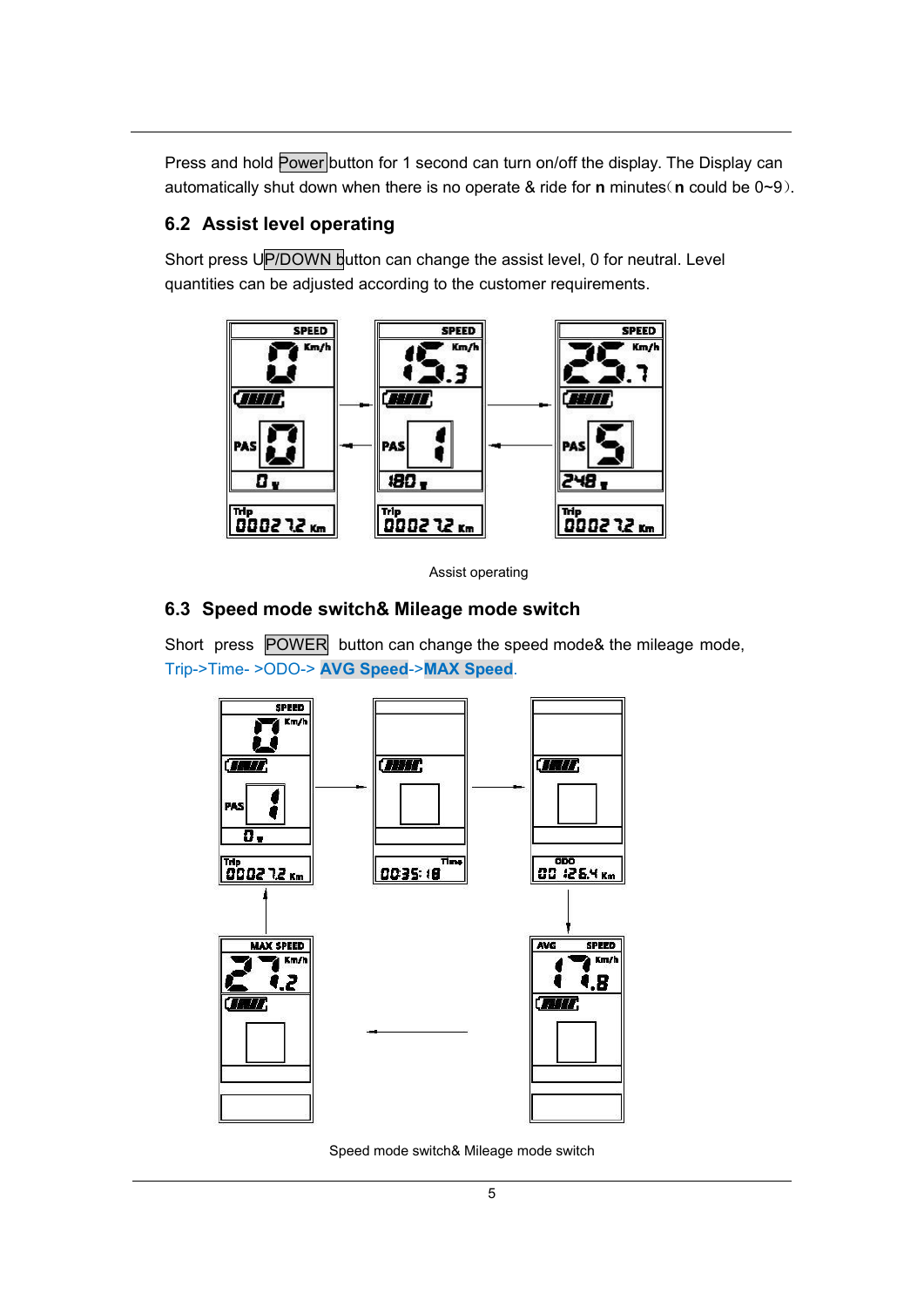Press and hold Power button for 1 second can turn on/off the display. The Display can automatically shut down when there is no operate & ride for **n** minutes（**n** could be 0~9）.

## 6.2 Assist level operating

Short press UP/DOWN button can change the assist level, 0 for neutral. Level quantities can be adjusted according to the customer requirements.

Assist operating

## 6.3 Speed mode switch& Mileage mode switch

Short press POWER button can change the speed mode& the mileage mode, Trip->Time- >ODO-> **AVG Speed**->**MAX Speed**.

Speed mode switch& Mileage mode switch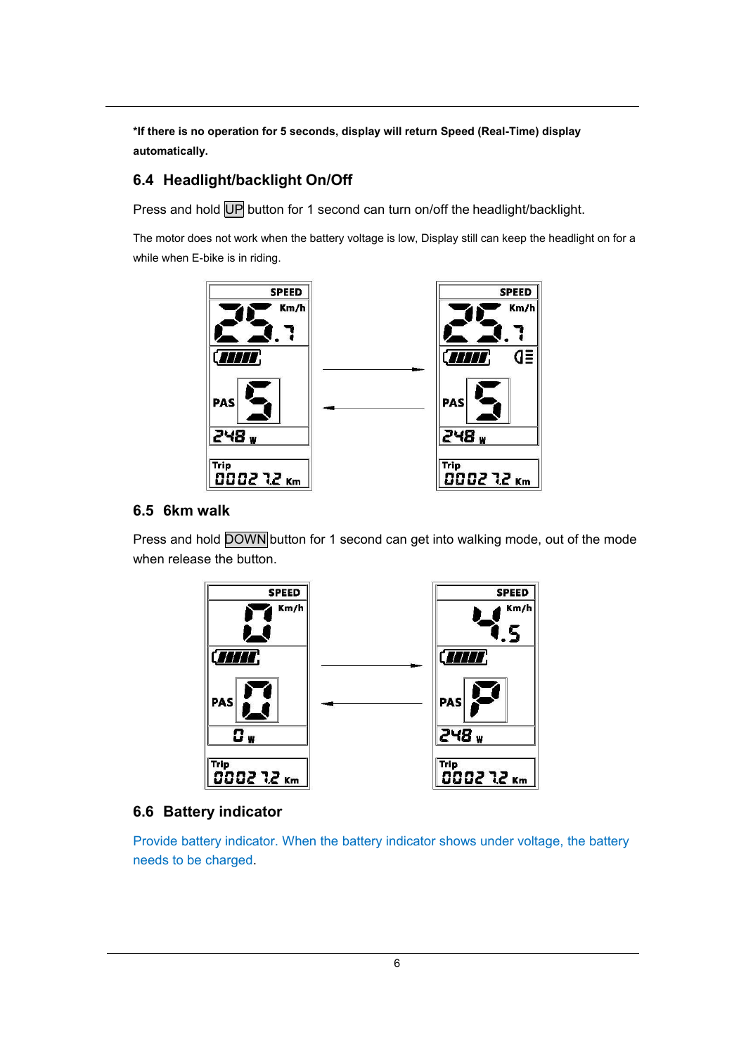**\*If there is no operation for 5 seconds, display will return Speed (Real-Time) display automatically.**

## 6.4 Headlight/backlight On/Off

Press and hold UP button for 1 second can turn on/off the headlight/backlight.

The motor does not work when the battery voltage is low, Display still can keep the headlight on for a while when E-bike is in riding.

## 6.5 6km walk

Press and hold DOWN button for 1 second can get into walking mode, out of the mode when release the button.

## 6.6 Battery indicator

Provide battery indicator. When the battery indicator shows under voltage, the battery needs to be charged.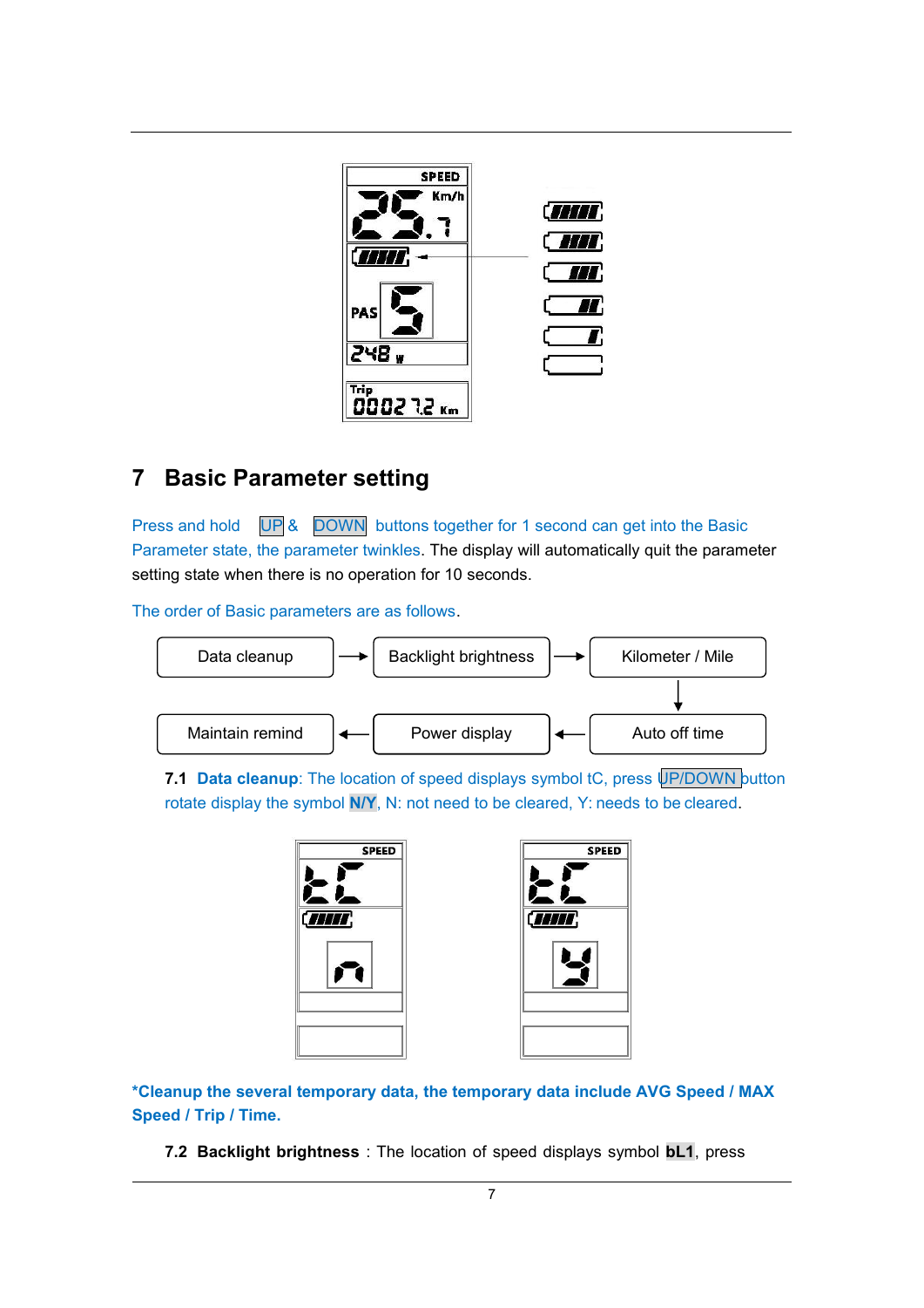## 7 Basic Parameter setting

Press and hold UP & DOWN buttons together for 1 second can get into the Basic Parameter state, the parameter twinkles. The display will automatically quit the parameter setting state when there is no operation for 10 seconds.

The order of Basic parameters are as follows.

Data cleanup → Backlight brightness → Kilometer / Mile → Auto off time → Power display → Maintain remind

**7.1 Data cleanup**: The location of speed displays symbol tC, press UP/DOWN button rotate display the symbol **N/Y**, N: not need to be cleared, Y: needs to be cleared.

**\*Cleanup the several temporary data, the temporary data include AVG Speed / MAX Speed / Trip / Time.**

**7.2 Backlight brightness** : The location of speed displays symbol **bL1**, press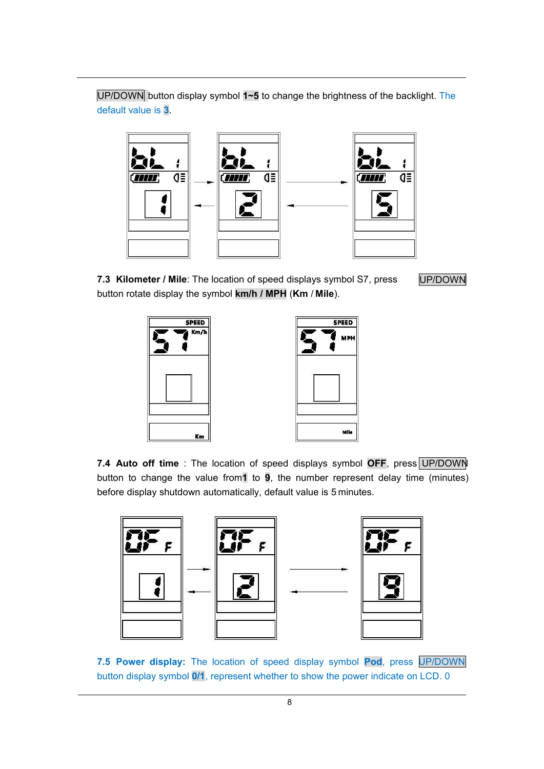UP/DOWN button display symbol **1~5** to change the brightness of the backlight. The default value is **3**.

**7.3 Kilometer / Mile**: The location of speed displays symbol S7, press UP/DOWN button rotate display the symbol **km/h / MPH** (**Km** / **Mile**).

**7.4 Auto off time** : The location of speed displays symbol **OFF**, press UP/DOWN button to change the value from**1** to **9**, the number represent delay time (minutes) before display shutdown automatically, default value is 5 minutes.

**7.5 Power display:** The location of speed display symbol **Pod**, press UP/DOWN button display symbol **0/1**, represent whether to show the power indicate on LCD. 0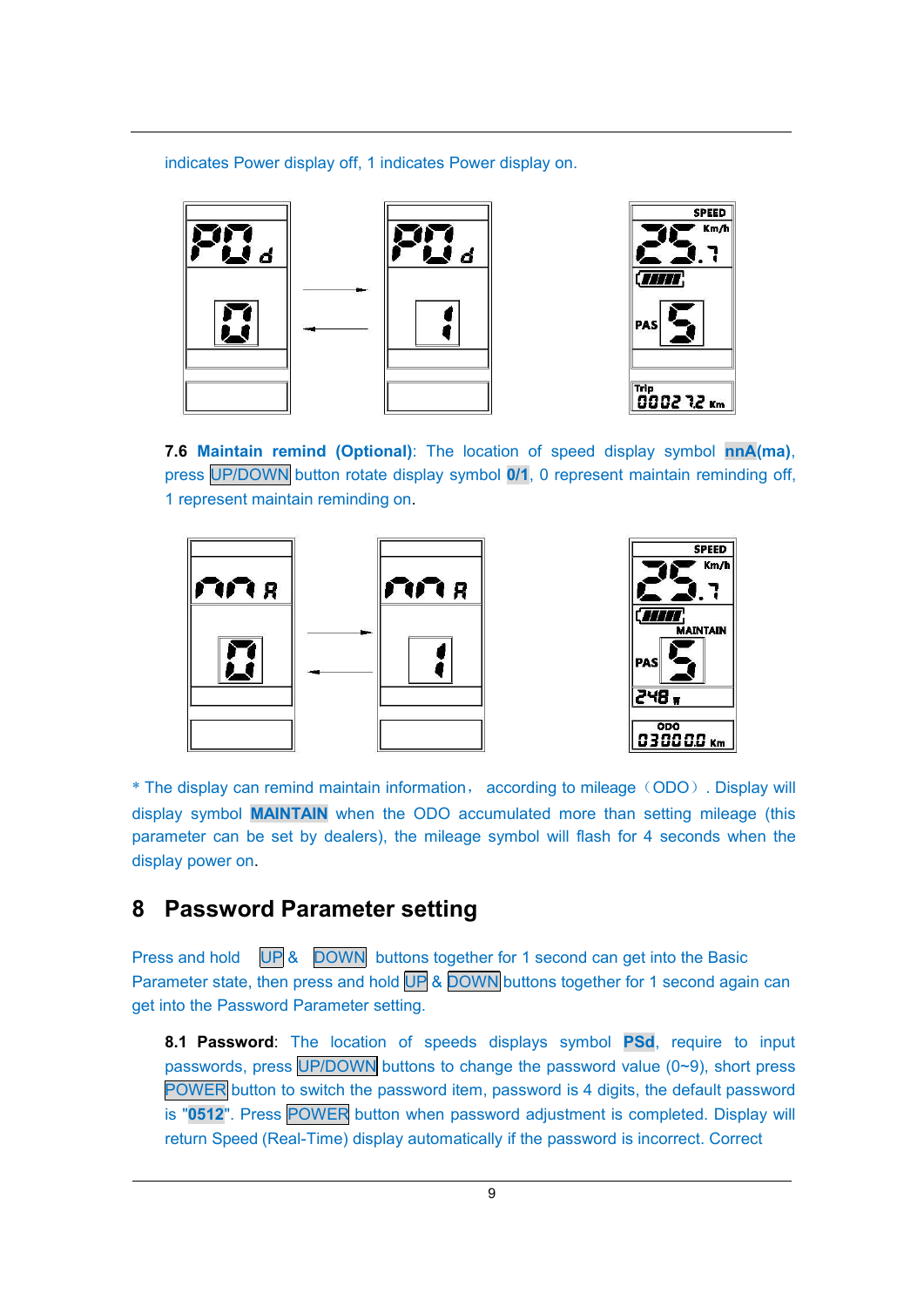indicates Power display off, 1 indicates Power display on.

**7.6 Maintain remind (Optional)**: The location of speed display symbol **nnA(ma)**, press UP/DOWN button rotate display symbol **0/1**, 0 represent maintain reminding off, 1 represent maintain reminding on.

* The display can remind maintain information, according to mileage（ODO）. Display will display symbol **MAINTAIN** when the ODO accumulated more than setting mileage (this parameter can be set by dealers), the mileage symbol will flash for 4 seconds when the display power on.

## 8 Password Parameter setting

Press and hold UP & DOWN buttons together for 1 second can get into the Basic Parameter state, then press and hold UP & DOWN buttons together for 1 second again can get into the Password Parameter setting.

**8.1 Password**: The location of speeds displays symbol **PSd**, require to input passwords, press UP/DOWN buttons to change the password value (0~9), short press POWER button to switch the password item, password is 4 digits, the default password is "**0512**". Press POWER button when password adjustment is completed. Display will return Speed (Real-Time) display automatically if the password is incorrect. Correct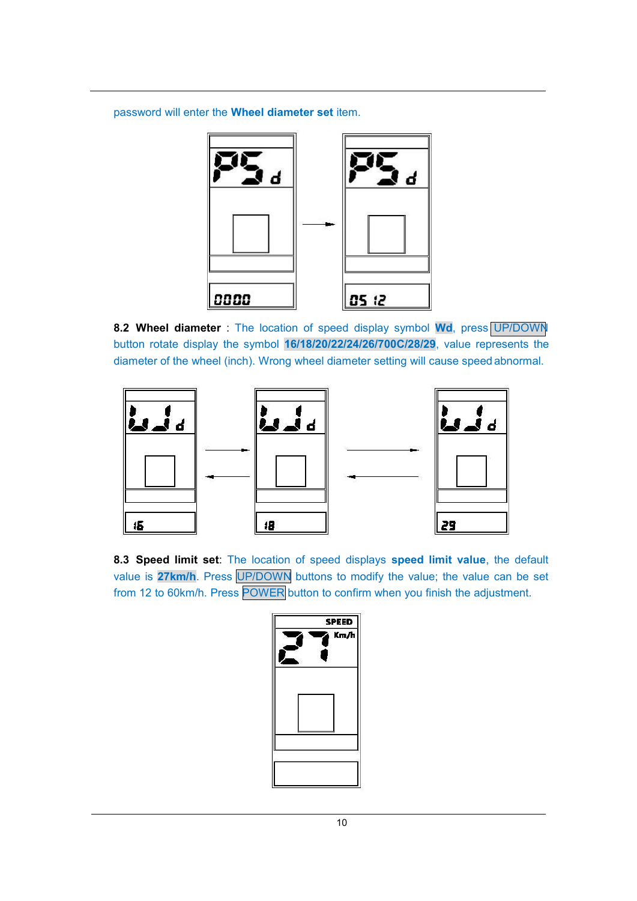password will enter the **Wheel diameter set** item.

**8.2 Wheel diameter** : The location of speed display symbol **Wd**, press UP/DOWN button rotate display the symbol **16/18/20/22/24/26/700C/28/29**, value represents the diameter of the wheel (inch). Wrong wheel diameter setting will cause speed abnormal.

**8.3 Speed limit set**: The location of speed displays **speed limit value**, the default value is **27km/h**. Press UP/DOWN buttons to modify the value; the value can be set from 12 to 60km/h. Press POWER button to confirm when you finish the adjustment.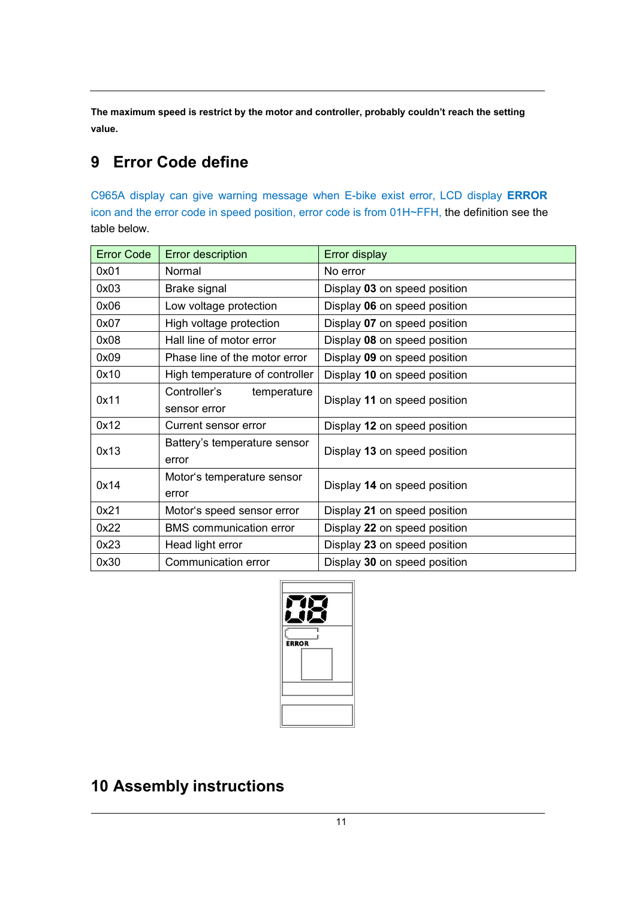**The maximum speed is restrict by the motor and controller, probably couldn't reach the setting value.**

## 9 Error Code define

C965A display can give warning message when E-bike exist error, LCD display **ERROR** icon and the error code in speed position, error code is from 01H~FFH, the definition see the table below.

| Error Code | Error description | Error display |
|---|---|---|
| 0x01 | Normal | No error |
| 0x03 | Brake signal | Display **03** on speed position |
| 0x06 | Low voltage protection | Display **06** on speed position |
| 0x07 | High voltage protection | Display **07** on speed position |
| 0x08 | Hall line of motor error | Display **08** on speed position |
| 0x09 | Phase line of the motor error | Display **09** on speed position |
| 0x10 | High temperature of controller | Display **10** on speed position |
| 0x11 | Controller's temperature sensor error | Display **11** on speed position |
| 0x12 | Current sensor error | Display **12** on speed position |
| 0x13 | Battery's temperature sensor error | Display **13** on speed position |
| 0x14 | Motor's temperature sensor error | Display **14** on speed position |
| 0x21 | Motor's speed sensor error | Display **21** on speed position |
| 0x22 | BMS communication error | Display **22** on speed position |
| 0x23 | Head light error | Display **23** on speed position |
| 0x30 | Communication error | Display **30** on speed position |

## 10 Assembly instructions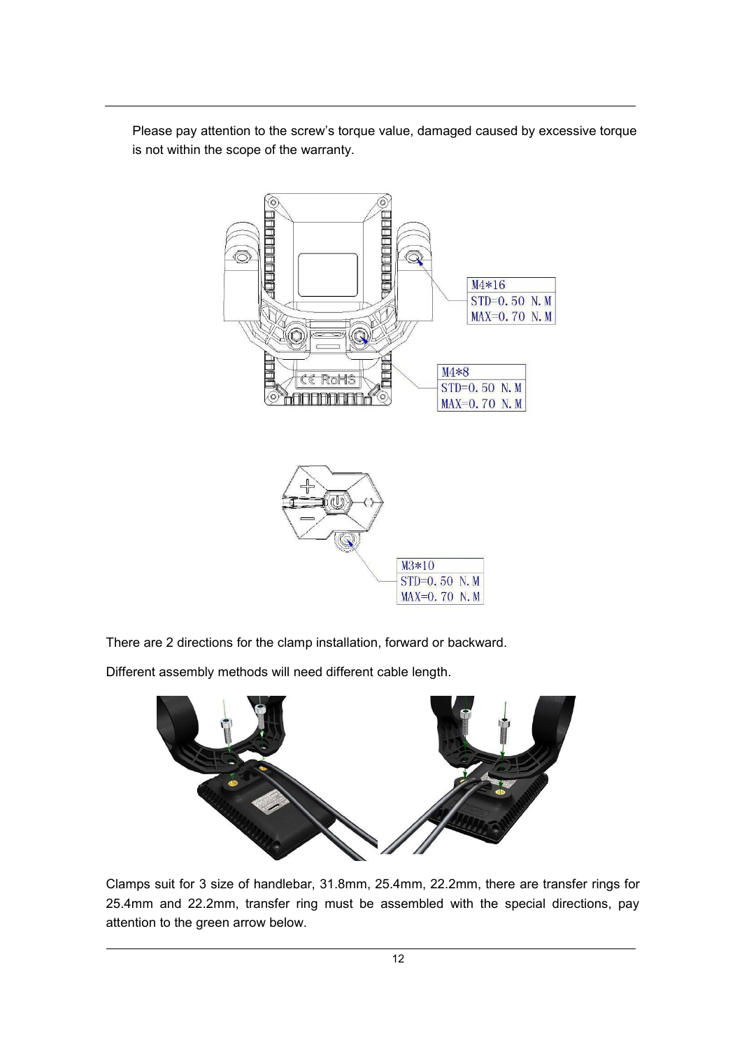Please pay attention to the screw's torque value, damaged caused by excessive torque is not within the scope of the warranty.

M4*16
STD=0.50 N.M
MAX=0.70 N.M

M4*8
STD=0.50 N.M
MAX=0.70 N.M

M3*10
STD=0.50 N.M
MAX=0.70 N.M

There are 2 directions for the clamp installation, forward or backward.

Different assembly methods will need different cable length.

Clamps suit for 3 size of handlebar, 31.8mm, 25.4mm, 22.2mm, there are transfer rings for 25.4mm and 22.2mm, transfer ring must be assembled with the special directions, pay attention to the green arrow below.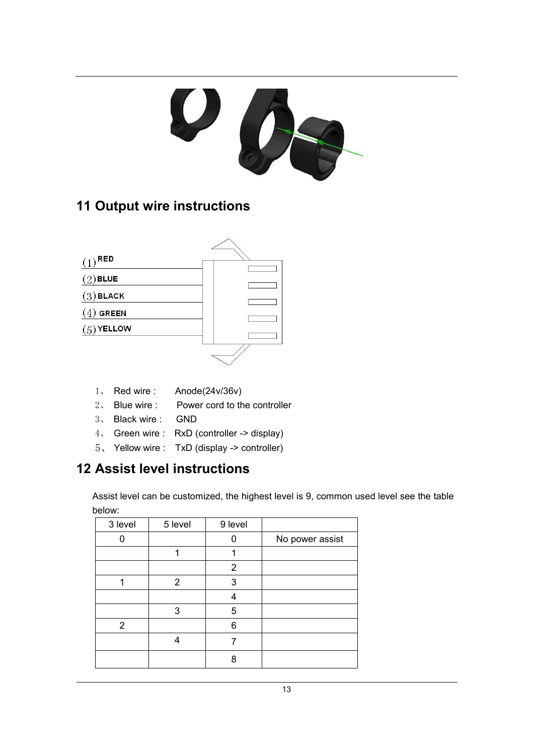## 11 Output wire instructions

(1) RED
(2) BLUE
(3) BLACK
(4) GREEN
(5) YELLOW

1、 Red wire : Anode(24v/36v)
2、 Blue wire : Power cord to the controller
3、 Black wire : GND
4、 Green wire : RxD (controller -> display)
5、 Yellow wire : TxD (display -> controller)

## 12 Assist level instructions

Assist level can be customized, the highest level is 9, common used level see the table below:

| 3 level | 5 level | 9 level | |
|---|---|---|---|
| 0 | | 0 | No power assist |
| | 1 | 1 | |
| | | 2 | |
| 1 | 2 | 3 | |
| | | 4 | |
| | 3 | 5 | |
| 2 | | 6 | |
| | 4 | 7 | |
| | | 8 | |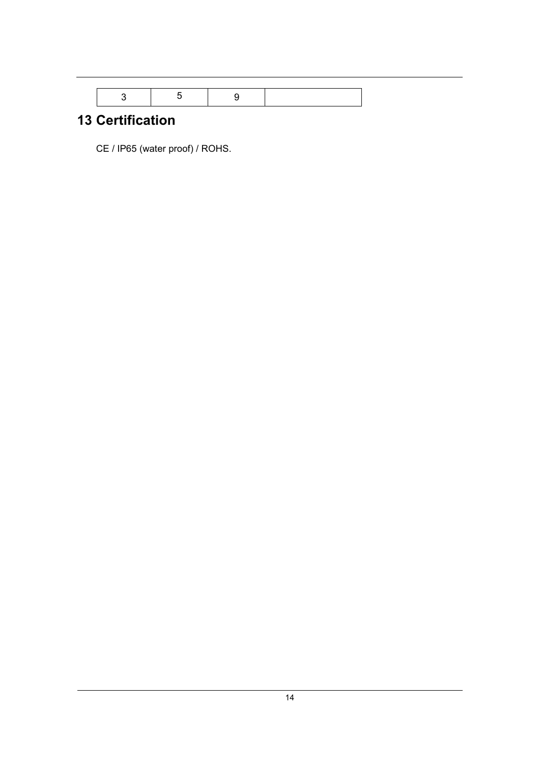| | | | |
|---|---|---|---|
| 3 | 5 | 9 | |

# 13 Certification

CE / IP65 (water proof) / ROHS.